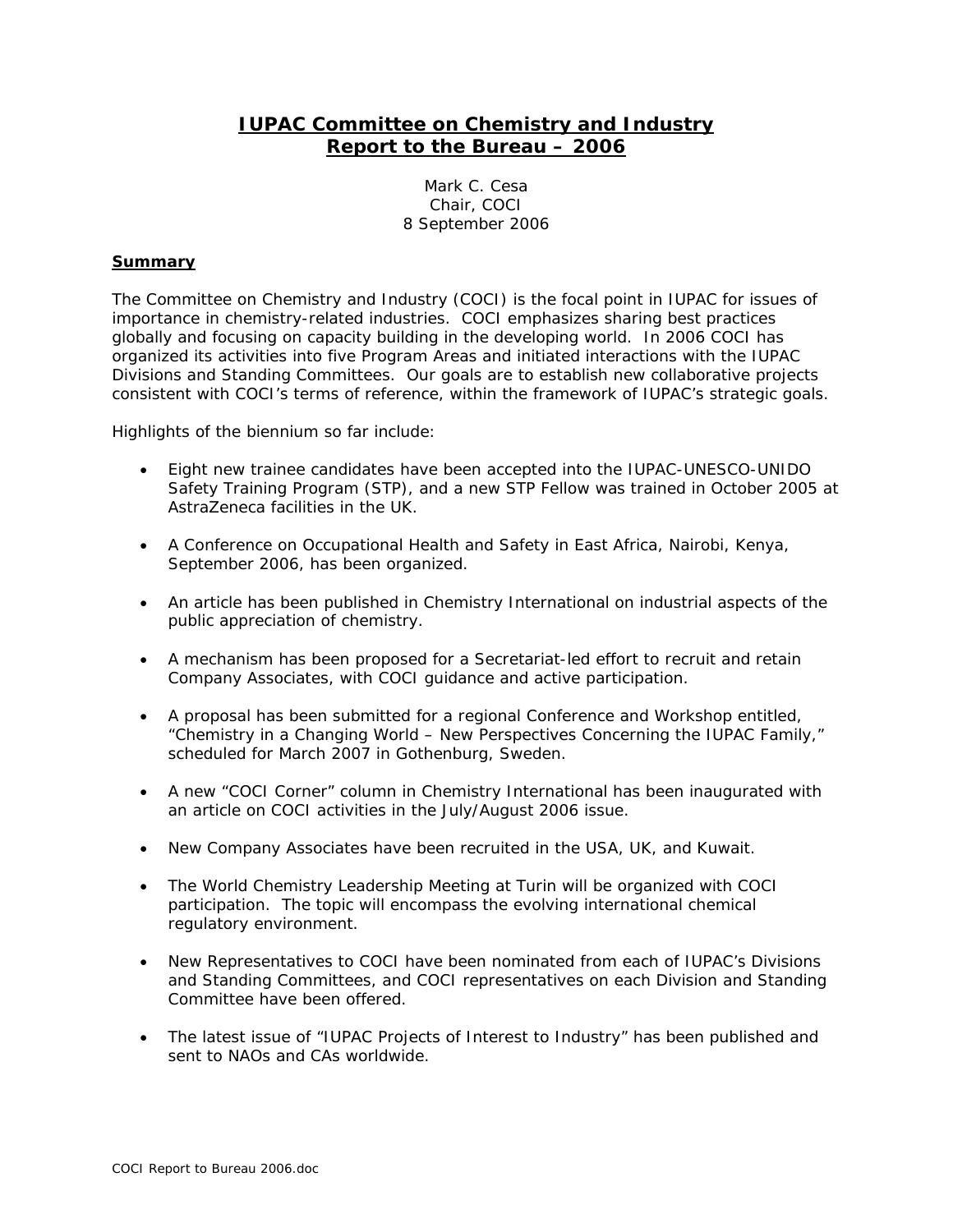# IUPAC Committee on Chemistry and Industry
# Report to the Bureau – 2006

Mark C. Cesa
Chair, COCI
8 September 2006

## Summary

The Committee on Chemistry and Industry (COCI) is the focal point in IUPAC for issues of importance in chemistry-related industries. COCI emphasizes sharing best practices globally and focusing on capacity building in the developing world. In 2006 COCI has organized its activities into five Program Areas and initiated interactions with the IUPAC Divisions and Standing Committees. Our goals are to establish new collaborative projects consistent with COCI's terms of reference, within the framework of IUPAC's strategic goals.

Highlights of the biennium so far include:

- Eight new trainee candidates have been accepted into the IUPAC-UNESCO-UNIDO Safety Training Program (STP), and a new STP Fellow was trained in October 2005 at AstraZeneca facilities in the UK.
- A Conference on Occupational Health and Safety in East Africa, Nairobi, Kenya, September 2006, has been organized.
- An article has been published in Chemistry International on industrial aspects of the public appreciation of chemistry.
- A mechanism has been proposed for a Secretariat-led effort to recruit and retain Company Associates, with COCI guidance and active participation.
- A proposal has been submitted for a regional Conference and Workshop entitled, "Chemistry in a Changing World – New Perspectives Concerning the IUPAC Family," scheduled for March 2007 in Gothenburg, Sweden.
- A new "COCI Corner" column in Chemistry International has been inaugurated with an article on COCI activities in the July/August 2006 issue.
- New Company Associates have been recruited in the USA, UK, and Kuwait.
- The World Chemistry Leadership Meeting at Turin will be organized with COCI participation. The topic will encompass the evolving international chemical regulatory environment.
- New Representatives to COCI have been nominated from each of IUPAC's Divisions and Standing Committees, and COCI representatives on each Division and Standing Committee have been offered.
- The latest issue of "IUPAC Projects of Interest to Industry" has been published and sent to NAOs and CAs worldwide.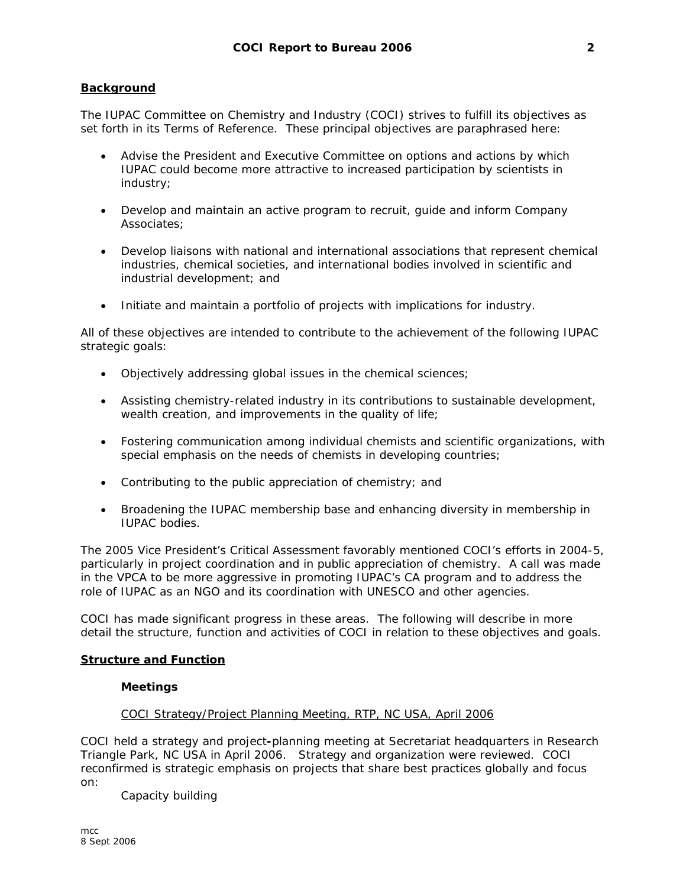**Background**

The IUPAC Committee on Chemistry and Industry (COCI) strives to fulfill its objectives as set forth in its Terms of Reference. These principal objectives are paraphrased here:

- Advise the President and Executive Committee on options and actions by which IUPAC could become more attractive to increased participation by scientists in industry;
- Develop and maintain an active program to recruit, guide and inform Company Associates;
- Develop liaisons with national and international associations that represent chemical industries, chemical societies, and international bodies involved in scientific and industrial development; and
- Initiate and maintain a portfolio of projects with implications for industry.

All of these objectives are intended to contribute to the achievement of the following IUPAC strategic goals:

- Objectively addressing global issues in the chemical sciences;
- Assisting chemistry-related industry in its contributions to sustainable development, wealth creation, and improvements in the quality of life;
- Fostering communication among individual chemists and scientific organizations, with special emphasis on the needs of chemists in developing countries;
- Contributing to the public appreciation of chemistry; and
- Broadening the IUPAC membership base and enhancing diversity in membership in IUPAC bodies.

The 2005 Vice President's Critical Assessment favorably mentioned COCI's efforts in 2004-5, particularly in project coordination and in public appreciation of chemistry. A call was made in the VPCA to be more aggressive in promoting IUPAC's CA program and to address the role of IUPAC as an NGO and its coordination with UNESCO and other agencies.

COCI has made significant progress in these areas. The following will describe in more detail the structure, function and activities of COCI in relation to these objectives and goals.

**Structure and Function**

**Meetings**

COCI Strategy/Project Planning Meeting, RTP, NC USA, April 2006

COCI held a strategy and project-planning meeting at Secretariat headquarters in Research Triangle Park, NC USA in April 2006. Strategy and organization were reviewed. COCI reconfirmed is strategic emphasis on projects that share best practices globally and focus on:

Capacity building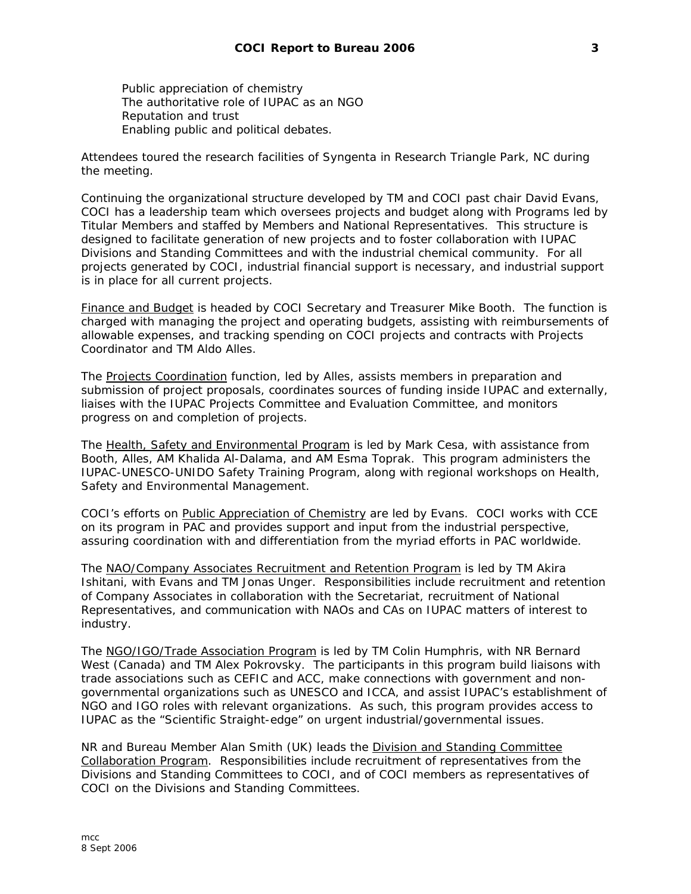Public appreciation of chemistry
The authoritative role of IUPAC as an NGO
Reputation and trust
Enabling public and political debates.

Attendees toured the research facilities of Syngenta in Research Triangle Park, NC during the meeting.

Continuing the organizational structure developed by TM and COCI past chair David Evans, COCI has a leadership team which oversees projects and budget along with Programs led by Titular Members and staffed by Members and National Representatives. This structure is designed to facilitate generation of new projects and to foster collaboration with IUPAC Divisions and Standing Committees and with the industrial chemical community. For all projects generated by COCI, industrial financial support is necessary, and industrial support is in place for all current projects.

Finance and Budget is headed by COCI Secretary and Treasurer Mike Booth. The function is charged with managing the project and operating budgets, assisting with reimbursements of allowable expenses, and tracking spending on COCI projects and contracts with Projects Coordinator and TM Aldo Alles.

The Projects Coordination function, led by Alles, assists members in preparation and submission of project proposals, coordinates sources of funding inside IUPAC and externally, liaises with the IUPAC Projects Committee and Evaluation Committee, and monitors progress on and completion of projects.

The Health, Safety and Environmental Program is led by Mark Cesa, with assistance from Booth, Alles, AM Khalida Al-Dalama, and AM Esma Toprak. This program administers the IUPAC-UNESCO-UNIDO Safety Training Program, along with regional workshops on Health, Safety and Environmental Management.

COCI's efforts on Public Appreciation of Chemistry are led by Evans. COCI works with CCE on its program in PAC and provides support and input from the industrial perspective, assuring coordination with and differentiation from the myriad efforts in PAC worldwide.

The NAO/Company Associates Recruitment and Retention Program is led by TM Akira Ishitani, with Evans and TM Jonas Unger. Responsibilities include recruitment and retention of Company Associates in collaboration with the Secretariat, recruitment of National Representatives, and communication with NAOs and CAs on IUPAC matters of interest to industry.

The NGO/IGO/Trade Association Program is led by TM Colin Humphris, with NR Bernard West (Canada) and TM Alex Pokrovsky. The participants in this program build liaisons with trade associations such as CEFIC and ACC, make connections with government and non-governmental organizations such as UNESCO and ICCA, and assist IUPAC's establishment of NGO and IGO roles with relevant organizations. As such, this program provides access to IUPAC as the "Scientific Straight-edge" on urgent industrial/governmental issues.

NR and Bureau Member Alan Smith (UK) leads the Division and Standing Committee Collaboration Program. Responsibilities include recruitment of representatives from the Divisions and Standing Committees to COCI, and of COCI members as representatives of COCI on the Divisions and Standing Committees.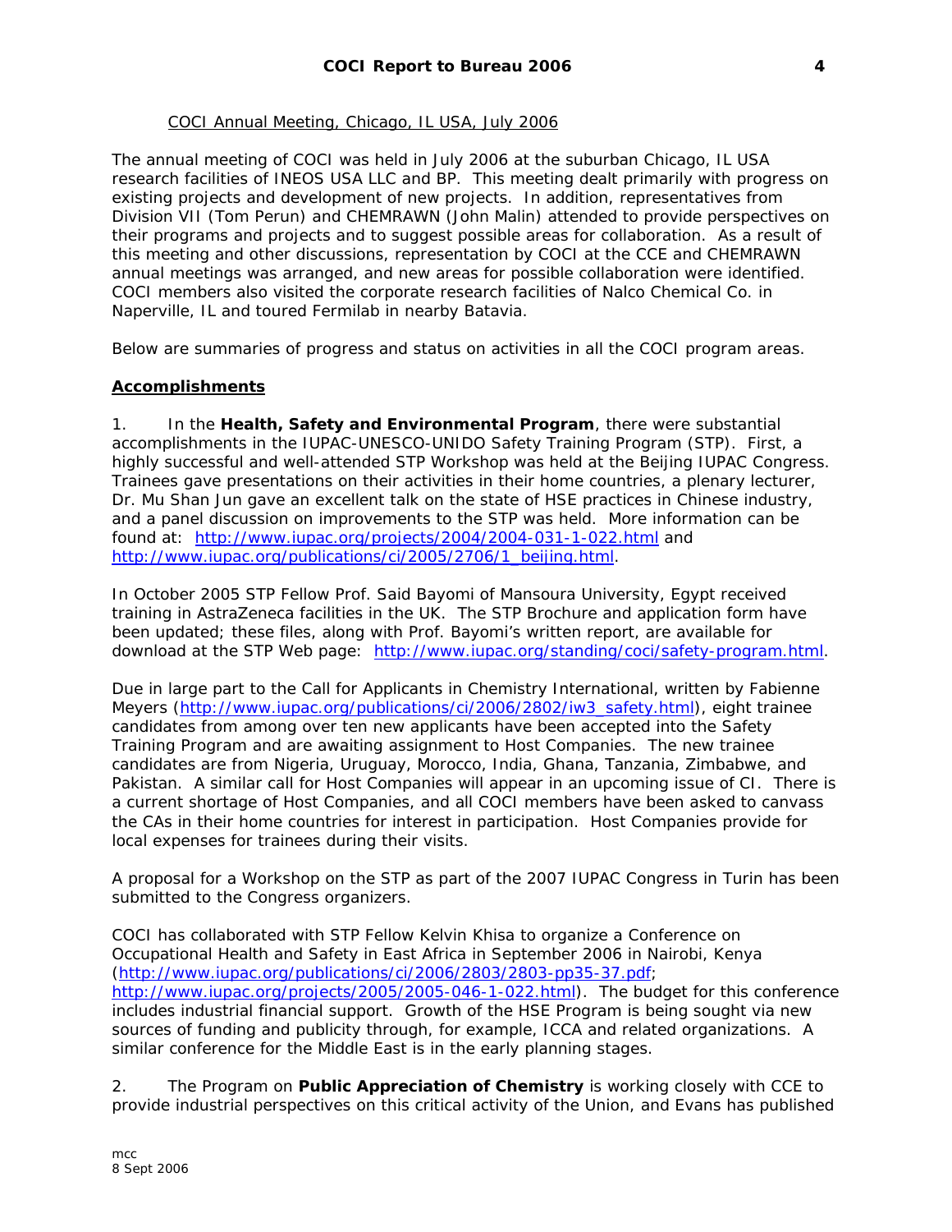COCI Annual Meeting, Chicago, IL USA, July 2006

The annual meeting of COCI was held in July 2006 at the suburban Chicago, IL USA research facilities of INEOS USA LLC and BP. This meeting dealt primarily with progress on existing projects and development of new projects. In addition, representatives from Division VII (Tom Perun) and CHEMRAWN (John Malin) attended to provide perspectives on their programs and projects and to suggest possible areas for collaboration. As a result of this meeting and other discussions, representation by COCI at the CCE and CHEMRAWN annual meetings was arranged, and new areas for possible collaboration were identified. COCI members also visited the corporate research facilities of Nalco Chemical Co. in Naperville, IL and toured Fermilab in nearby Batavia.

Below are summaries of progress and status on activities in all the COCI program areas.

**Accomplishments**

1. In the **Health, Safety and Environmental Program**, there were substantial accomplishments in the IUPAC-UNESCO-UNIDO Safety Training Program (STP). First, a highly successful and well-attended STP Workshop was held at the Beijing IUPAC Congress. Trainees gave presentations on their activities in their home countries, a plenary lecturer, Dr. Mu Shan Jun gave an excellent talk on the state of HSE practices in Chinese industry, and a panel discussion on improvements to the STP was held. More information can be found at: http://www.iupac.org/projects/2004/2004-031-1-022.html and http://www.iupac.org/publications/ci/2005/2706/1_beijing.html.

In October 2005 STP Fellow Prof. Said Bayomi of Mansoura University, Egypt received training in AstraZeneca facilities in the UK. The STP Brochure and application form have been updated; these files, along with Prof. Bayomi's written report, are available for download at the STP Web page: http://www.iupac.org/standing/coci/safety-program.html.

Due in large part to the Call for Applicants in Chemistry International, written by Fabienne Meyers (http://www.iupac.org/publications/ci/2006/2802/iw3_safety.html), eight trainee candidates from among over ten new applicants have been accepted into the Safety Training Program and are awaiting assignment to Host Companies. The new trainee candidates are from Nigeria, Uruguay, Morocco, India, Ghana, Tanzania, Zimbabwe, and Pakistan. A similar call for Host Companies will appear in an upcoming issue of CI. There is a current shortage of Host Companies, and all COCI members have been asked to canvass the CAs in their home countries for interest in participation. Host Companies provide for local expenses for trainees during their visits.

A proposal for a Workshop on the STP as part of the 2007 IUPAC Congress in Turin has been submitted to the Congress organizers.

COCI has collaborated with STP Fellow Kelvin Khisa to organize a Conference on Occupational Health and Safety in East Africa in September 2006 in Nairobi, Kenya (http://www.iupac.org/publications/ci/2006/2803/2803-pp35-37.pdf; http://www.iupac.org/projects/2005/2005-046-1-022.html). The budget for this conference includes industrial financial support. Growth of the HSE Program is being sought via new sources of funding and publicity through, for example, ICCA and related organizations. A similar conference for the Middle East is in the early planning stages.

2. The Program on **Public Appreciation of Chemistry** is working closely with CCE to provide industrial perspectives on this critical activity of the Union, and Evans has published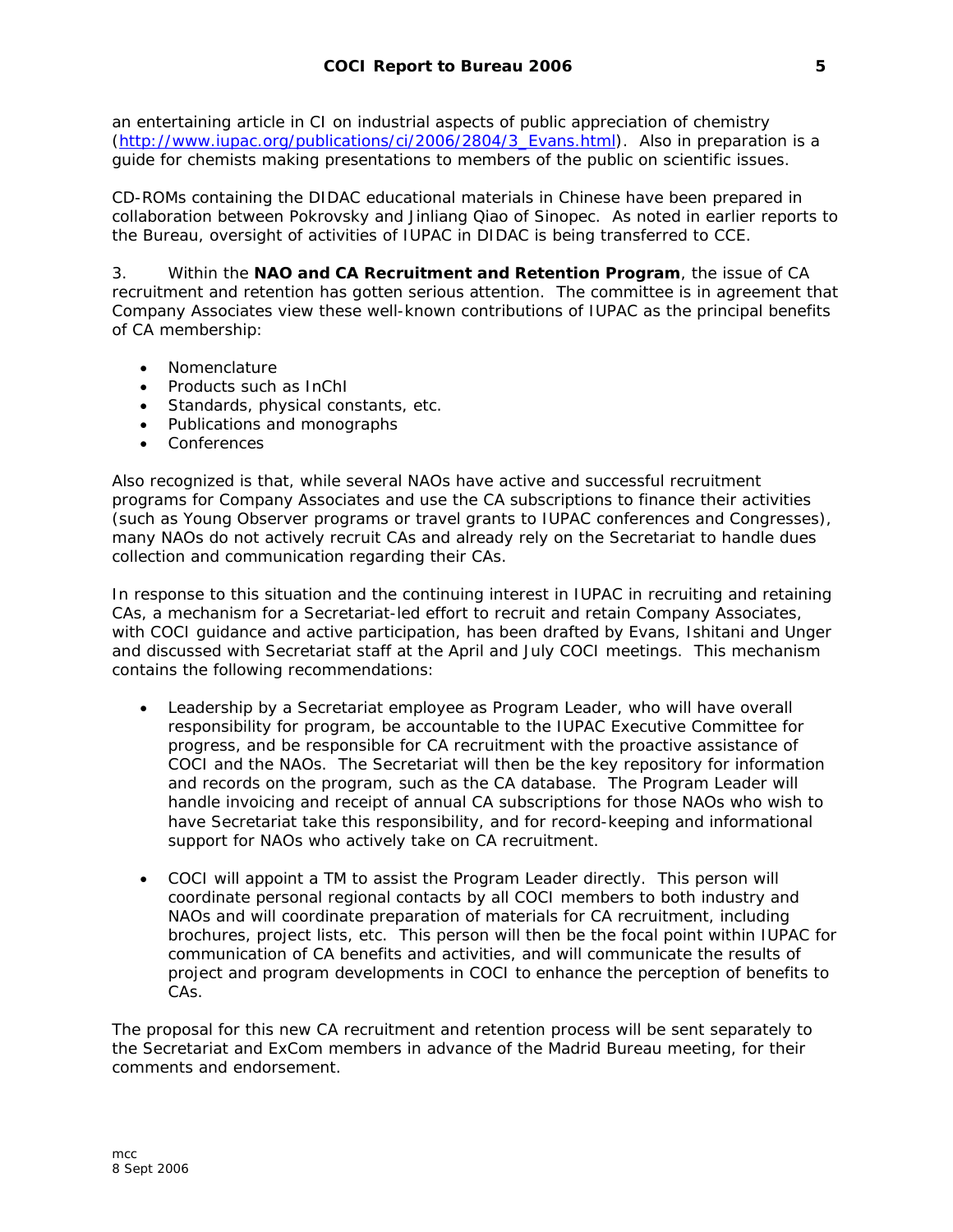an entertaining article in CI on industrial aspects of public appreciation of chemistry (http://www.iupac.org/publications/ci/2006/2804/3_Evans.html). Also in preparation is a guide for chemists making presentations to members of the public on scientific issues.

CD-ROMs containing the DIDAC educational materials in Chinese have been prepared in collaboration between Pokrovsky and Jinliang Qiao of Sinopec. As noted in earlier reports to the Bureau, oversight of activities of IUPAC in DIDAC is being transferred to CCE.

3. Within the **NAO and CA Recruitment and Retention Program**, the issue of CA recruitment and retention has gotten serious attention. The committee is in agreement that Company Associates view these well-known contributions of IUPAC as the principal benefits of CA membership:

- Nomenclature
- Products such as InChI
- Standards, physical constants, etc.
- Publications and monographs
- Conferences

Also recognized is that, while several NAOs have active and successful recruitment programs for Company Associates and use the CA subscriptions to finance their activities (such as Young Observer programs or travel grants to IUPAC conferences and Congresses), many NAOs do not actively recruit CAs and already rely on the Secretariat to handle dues collection and communication regarding their CAs.

In response to this situation and the continuing interest in IUPAC in recruiting and retaining CAs, a mechanism for a Secretariat-led effort to recruit and retain Company Associates, with COCI guidance and active participation, has been drafted by Evans, Ishitani and Unger and discussed with Secretariat staff at the April and July COCI meetings. This mechanism contains the following recommendations:

- Leadership by a Secretariat employee as Program Leader, who will have overall responsibility for program, be accountable to the IUPAC Executive Committee for progress, and be responsible for CA recruitment with the proactive assistance of COCI and the NAOs. The Secretariat will then be the key repository for information and records on the program, such as the CA database. The Program Leader will handle invoicing and receipt of annual CA subscriptions for those NAOs who wish to have Secretariat take this responsibility, and for record-keeping and informational support for NAOs who actively take on CA recruitment.

- COCI will appoint a TM to assist the Program Leader directly. This person will coordinate personal regional contacts by all COCI members to both industry and NAOs and will coordinate preparation of materials for CA recruitment, including brochures, project lists, etc. This person will then be the focal point within IUPAC for communication of CA benefits and activities, and will communicate the results of project and program developments in COCI to enhance the perception of benefits to CAs.

The proposal for this new CA recruitment and retention process will be sent separately to the Secretariat and ExCom members in advance of the Madrid Bureau meeting, for their comments and endorsement.

mcc
8 Sept 2006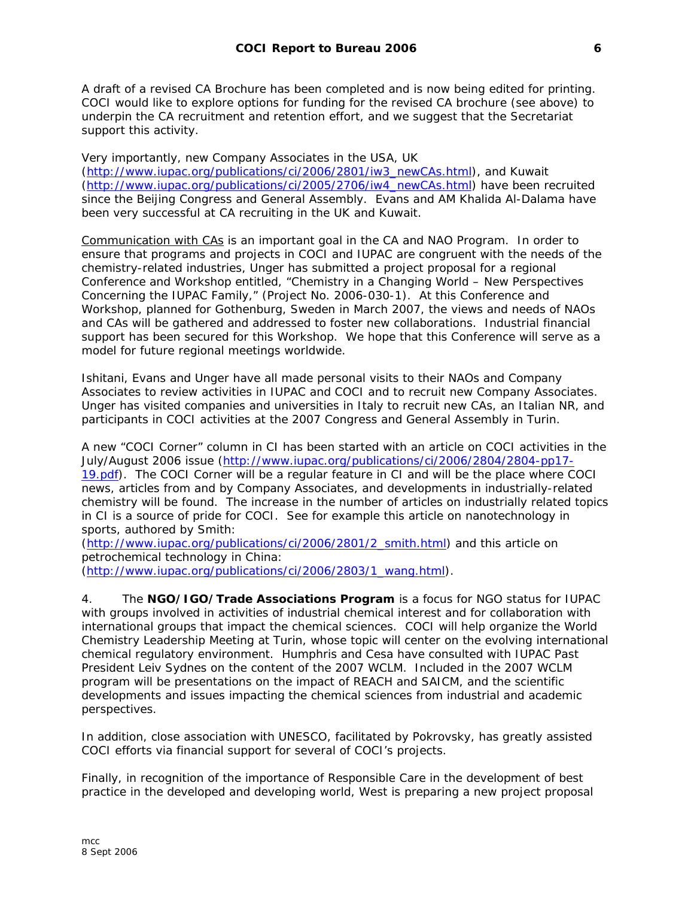A draft of a revised CA Brochure has been completed and is now being edited for printing. COCI would like to explore options for funding for the revised CA brochure (see above) to underpin the CA recruitment and retention effort, and we suggest that the Secretariat support this activity.

Very importantly, new Company Associates in the USA, UK (http://www.iupac.org/publications/ci/2006/2801/iw3_newCAs.html), and Kuwait (http://www.iupac.org/publications/ci/2005/2706/iw4_newCAs.html) have been recruited since the Beijing Congress and General Assembly. Evans and AM Khalida Al-Dalama have been very successful at CA recruiting in the UK and Kuwait.

<u>Communication with CAs</u> is an important goal in the CA and NAO Program. In order to ensure that programs and projects in COCI and IUPAC are congruent with the needs of the chemistry-related industries, Unger has submitted a project proposal for a regional Conference and Workshop entitled, "Chemistry in a Changing World – New Perspectives Concerning the IUPAC Family," (Project No. 2006-030-1). At this Conference and Workshop, planned for Gothenburg, Sweden in March 2007, the views and needs of NAOs and CAs will be gathered and addressed to foster new collaborations. Industrial financial support has been secured for this Workshop. We hope that this Conference will serve as a model for future regional meetings worldwide.

Ishitani, Evans and Unger have all made personal visits to their NAOs and Company Associates to review activities in IUPAC and COCI and to recruit new Company Associates. Unger has visited companies and universities in Italy to recruit new CAs, an Italian NR, and participants in COCI activities at the 2007 Congress and General Assembly in Turin.

A new "COCI Corner" column in CI has been started with an article on COCI activities in the July/August 2006 issue (http://www.iupac.org/publications/ci/2006/2804/2804-pp17-19.pdf). The COCI Corner will be a regular feature in CI and will be the place where COCI news, articles from and by Company Associates, and developments in industrially-related chemistry will be found. The increase in the number of articles on industrially related topics in CI is a source of pride for COCI. See for example this article on nanotechnology in sports, authored by Smith: (http://www.iupac.org/publications/ci/2006/2801/2_smith.html) and this article on petrochemical technology in China: (http://www.iupac.org/publications/ci/2006/2803/1_wang.html).

4. The **NGO/IGO/Trade Associations Program** is a focus for NGO status for IUPAC with groups involved in activities of industrial chemical interest and for collaboration with international groups that impact the chemical sciences. COCI will help organize the World Chemistry Leadership Meeting at Turin, whose topic will center on the evolving international chemical regulatory environment. Humphris and Cesa have consulted with IUPAC Past President Leiv Sydnes on the content of the 2007 WCLM. Included in the 2007 WCLM program will be presentations on the impact of REACH and SAICM, and the scientific developments and issues impacting the chemical sciences from industrial and academic perspectives.

In addition, close association with UNESCO, facilitated by Pokrovsky, has greatly assisted COCI efforts via financial support for several of COCI's projects.

Finally, in recognition of the importance of Responsible Care in the development of best practice in the developed and developing world, West is preparing a new project proposal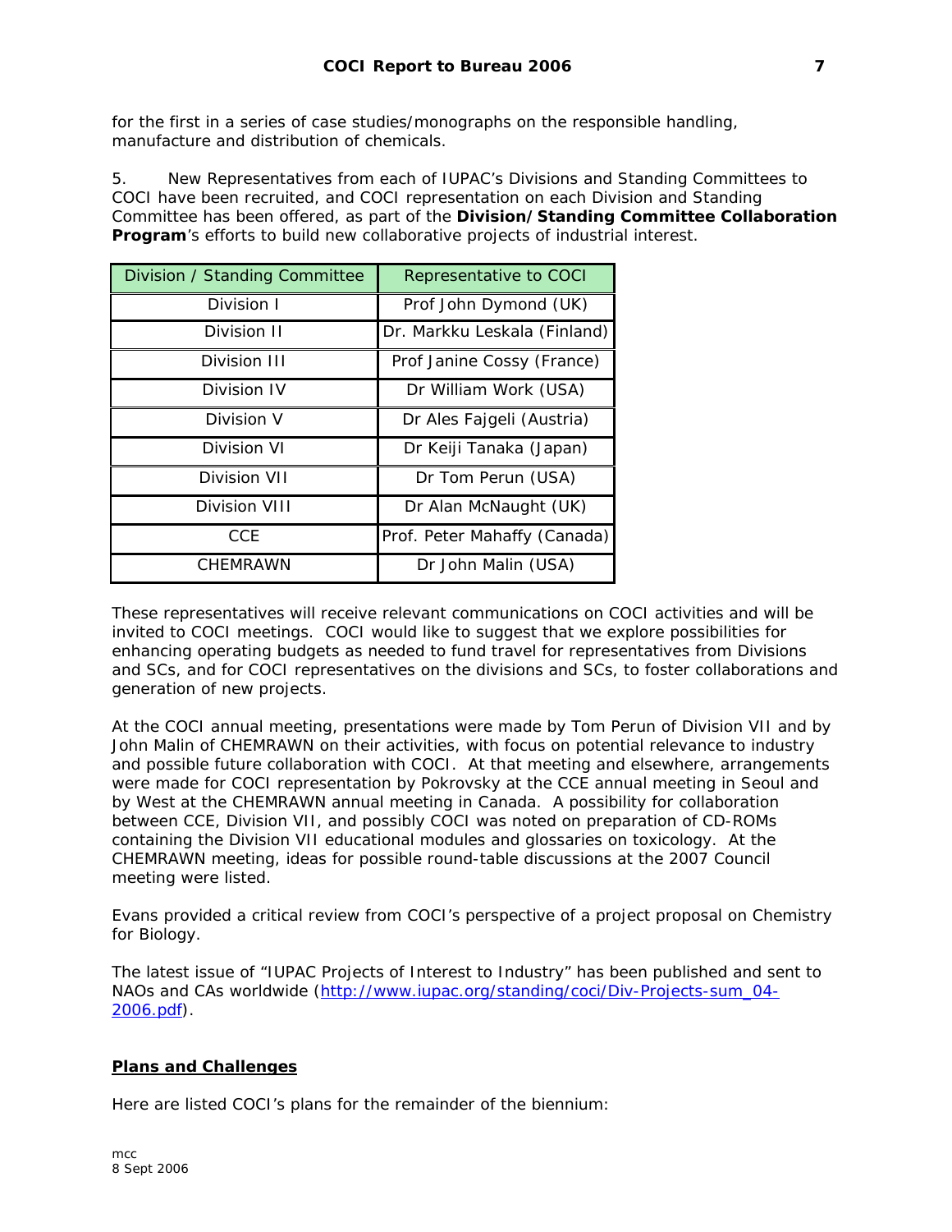for the first in a series of case studies/monographs on the responsible handling, manufacture and distribution of chemicals.

5. New Representatives from each of IUPAC's Divisions and Standing Committees to COCI have been recruited, and COCI representation on each Division and Standing Committee has been offered, as part of the **Division/Standing Committee Collaboration Program**'s efforts to build new collaborative projects of industrial interest.

| Division / Standing Committee | Representative to COCI |
|---|---|
| Division I | Prof John Dymond (UK) |
| Division II | Dr. Markku Leskala (Finland) |
| Division III | Prof Janine Cossy (France) |
| Division IV | Dr William Work (USA) |
| Division V | Dr Ales Fajgeli (Austria) |
| Division VI | Dr Keiji Tanaka (Japan) |
| Division VII | Dr Tom Perun (USA) |
| Division VIII | Dr Alan McNaught (UK) |
| CCE | Prof. Peter Mahaffy (Canada) |
| CHEMRAWN | Dr John Malin (USA) |

These representatives will receive relevant communications on COCI activities and will be invited to COCI meetings. COCI would like to suggest that we explore possibilities for enhancing operating budgets as needed to fund travel for representatives from Divisions and SCs, and for COCI representatives on the divisions and SCs, to foster collaborations and generation of new projects.

At the COCI annual meeting, presentations were made by Tom Perun of Division VII and by John Malin of CHEMRAWN on their activities, with focus on potential relevance to industry and possible future collaboration with COCI. At that meeting and elsewhere, arrangements were made for COCI representation by Pokrovsky at the CCE annual meeting in Seoul and by West at the CHEMRAWN annual meeting in Canada. A possibility for collaboration between CCE, Division VII, and possibly COCI was noted on preparation of CD-ROMs containing the Division VII educational modules and glossaries on toxicology. At the CHEMRAWN meeting, ideas for possible round-table discussions at the 2007 Council meeting were listed.

Evans provided a critical review from COCI's perspective of a project proposal on Chemistry for Biology.

The latest issue of "IUPAC Projects of Interest to Industry" has been published and sent to NAOs and CAs worldwide (http://www.iupac.org/standing/coci/Div-Projects-sum_04-2006.pdf).

## Plans and Challenges

Here are listed COCI's plans for the remainder of the biennium:

mcc
8 Sept 2006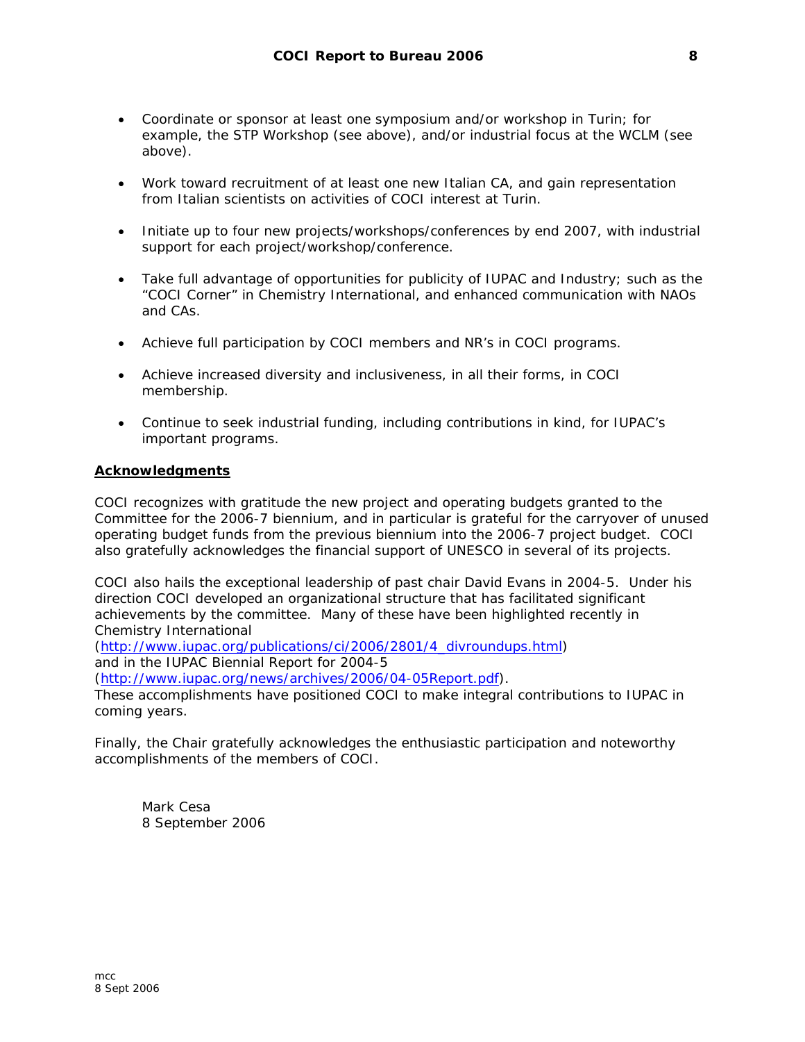- Coordinate or sponsor at least one symposium and/or workshop in Turin; for example, the STP Workshop (see above), and/or industrial focus at the WCLM (see above).
- Work toward recruitment of at least one new Italian CA, and gain representation from Italian scientists on activities of COCI interest at Turin.
- Initiate up to four new projects/workshops/conferences by end 2007, with industrial support for each project/workshop/conference.
- Take full advantage of opportunities for publicity of IUPAC and Industry; such as the "COCI Corner" in Chemistry International, and enhanced communication with NAOs and CAs.
- Achieve full participation by COCI members and NR's in COCI programs.
- Achieve increased diversity and inclusiveness, in all their forms, in COCI membership.
- Continue to seek industrial funding, including contributions in kind, for IUPAC's important programs.

**Acknowledgments**

COCI recognizes with gratitude the new project and operating budgets granted to the Committee for the 2006-7 biennium, and in particular is grateful for the carryover of unused operating budget funds from the previous biennium into the 2006-7 project budget. COCI also gratefully acknowledges the financial support of UNESCO in several of its projects.

COCI also hails the exceptional leadership of past chair David Evans in 2004-5. Under his direction COCI developed an organizational structure that has facilitated significant achievements by the committee. Many of these have been highlighted recently in Chemistry International
(http://www.iupac.org/publications/ci/2006/2801/4_divroundups.html)
and in the IUPAC Biennial Report for 2004-5
(http://www.iupac.org/news/archives/2006/04-05Report.pdf).
These accomplishments have positioned COCI to make integral contributions to IUPAC in coming years.

Finally, the Chair gratefully acknowledges the enthusiastic participation and noteworthy accomplishments of the members of COCI.

Mark Cesa
8 September 2006